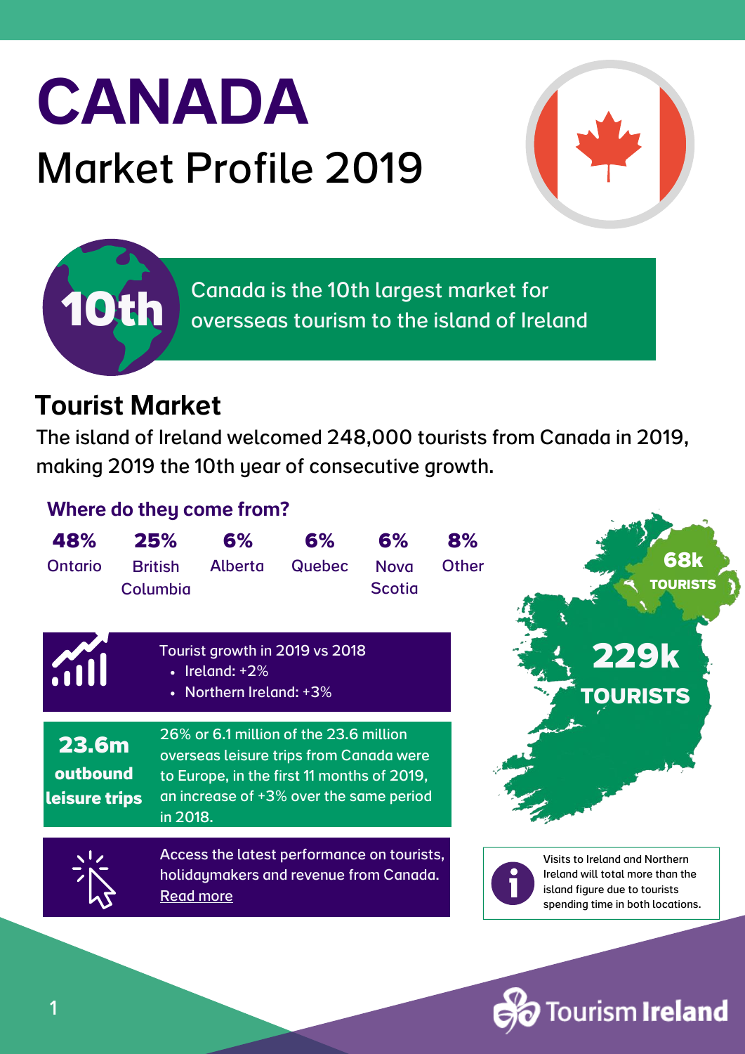# CANADA

## Market Profile 2019

**10th** Canada is the 10th largest market for oversseas tourism to the island of Ireland

## Tourist Market

The island of Ireland welcomed 248,000 tourists from Canada in 2019, making 2019 the 10th year of consecutive growth.

### Where do they come from?

| 48% | 25% | 6% | 6% | 6% | 8% |
|---|---|---|---|---|---|
| Ontario | British Columbia | Alberta | Quebec | Nova Scotia | Other |

**68k TOURISTS**

**229k TOURISTS**

Tourist growth in 2019 vs 2018

- Ireland: +2%
- Northern Ireland: +3%

**23.6m outbound leisure trips**

26% or 6.1 million of the 23.6 million overseas leisure trips from Canada were to Europe, in the first 11 months of 2019, an increase of +3% over the same period in 2018.

Access the latest performance on tourists, holidaymakers and revenue from Canada. Read more

Visits to Ireland and Northern Ireland will total more than the island figure due to tourists spending time in both locations.

Tourism Ireland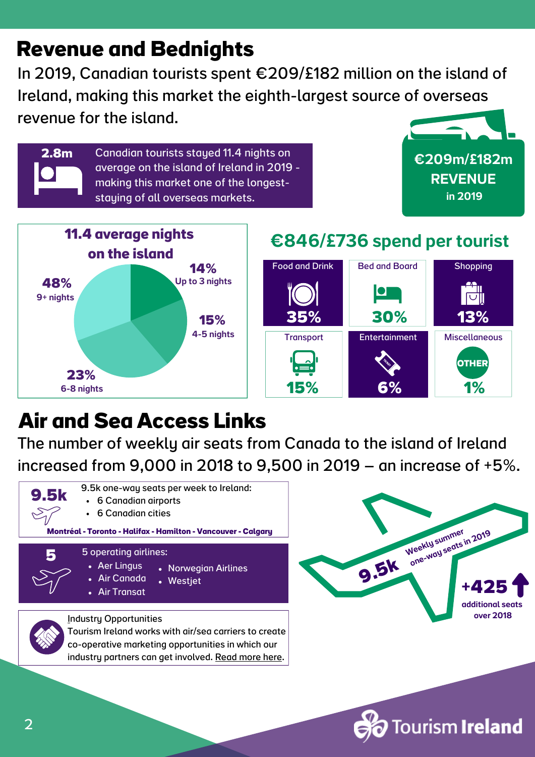# Revenue and Bednights

In 2019, Canadian tourists spent €209/£182 million on the island of Ireland, making this market the eighth-largest source of overseas revenue for the island.

**2.8m**

Canadian tourists stayed 11.4 nights on average on the island of Ireland in 2019 - making this market one of the longest-staying of all overseas markets.

**€209m/£182m REVENUE in 2019**

## 11.4 average nights on the island

- 14% Up to 3 nights
- 15% 4-5 nights
- 23% 6-8 nights
- 48% 9+ nights

## €846/£736 spend per tourist

| Food and Drink | Bed and Board | Shopping |
|---|---|---|
| 35% | 30% | 13% |

| Transport | Entertainment | Miscellaneous |
|---|---|---|
| 15% | 6% | 1% |

# Air and Sea Access Links

The number of weekly air seats from Canada to the island of Ireland increased from 9,000 in 2018 to 9,500 in 2019 – an increase of +5%.

**9.5k**

9.5k one-way seats per week to Ireland:

- 6 Canadian airports
- 6 Canadian cities

**Montréal - Toronto - Halifax - Hamilton - Vancouver - Calgary**

**5**

5 operating airlines:

- Aer Lingus
- Air Canada
- Air Transat
- Norwegian Airlines
- Westjet

Industry Opportunities

Tourism Ireland works with air/sea carriers to create co-operative marketing opportunities in which our industry partners can get involved. Read more here.

**9.5k** Weekly summer one-way seats in 2019

**+425** additional seats over 2018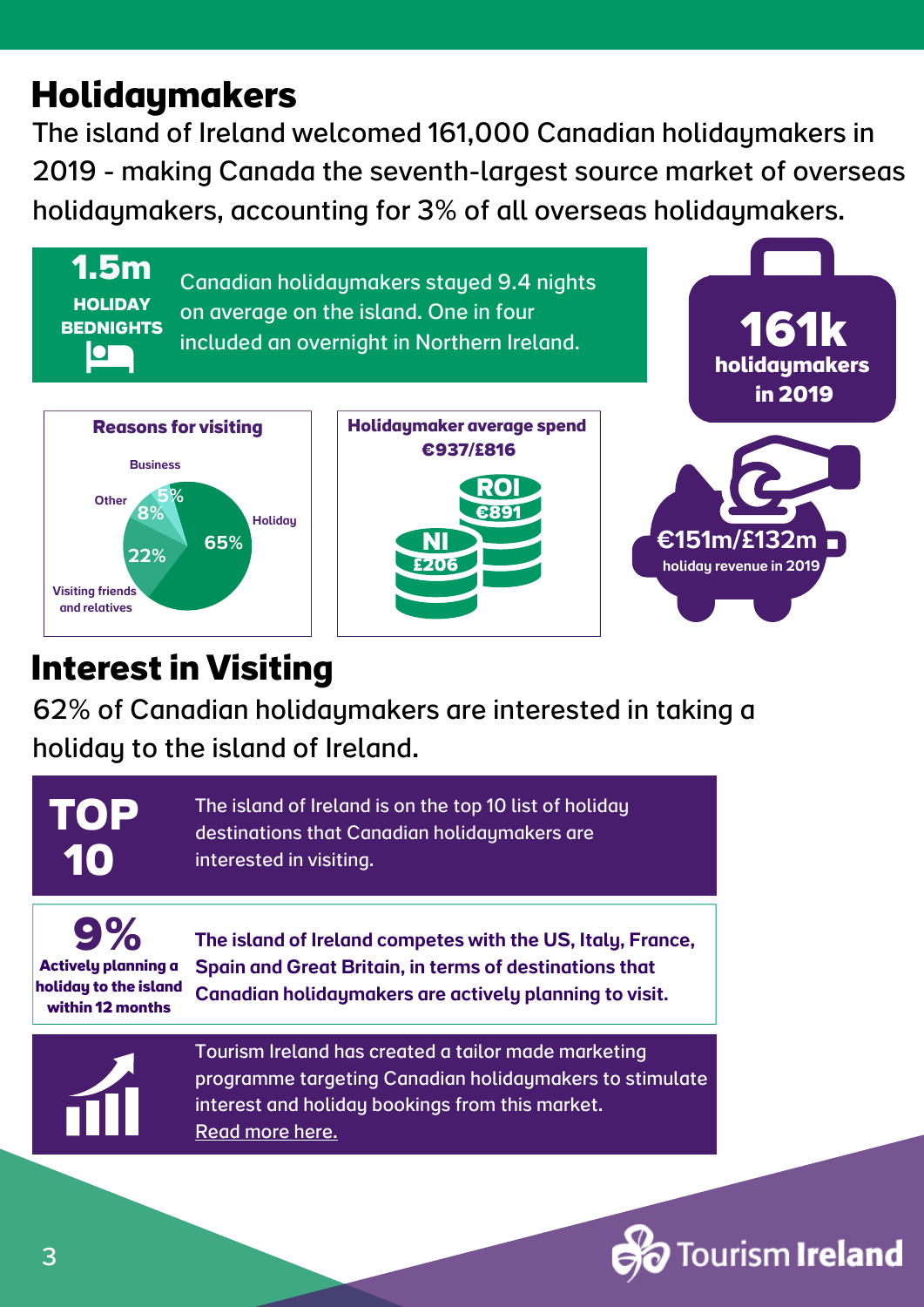# Holidaymakers

The island of Ireland welcomed 161,000 Canadian holidaymakers in 2019 - making Canada the seventh-largest source market of overseas holidaymakers, accounting for 3% of all overseas holidaymakers.

**1.5m HOLIDAY BEDNIGHTS**

Canadian holidaymakers stayed 9.4 nights on average on the island. One in four included an overnight in Northern Ireland.

**161k holidaymakers in 2019**

**Reasons for visiting**

- Holiday: 65%
- Visiting friends and relatives: 22%
- Other: 8%
- Business: 5%

**Holidaymaker average spend €937/£816**

- ROI: €891
- NI: £206

**€151m/£132m holiday revenue in 2019**

# Interest in Visiting

62% of Canadian holidaymakers are interested in taking a holiday to the island of Ireland.

**TOP 10**

The island of Ireland is on the top 10 list of holiday destinations that Canadian holidaymakers are interested in visiting.

**9%** **Actively planning a holiday to the island within 12 months**

**The island of Ireland competes with the US, Italy, France, Spain and Great Britain, in terms of destinations that Canadian holidaymakers are actively planning to visit.**

Tourism Ireland has created a tailor made marketing programme targeting Canadian holidaymakers to stimulate interest and holiday bookings from this market. Read more here.

Tourism Ireland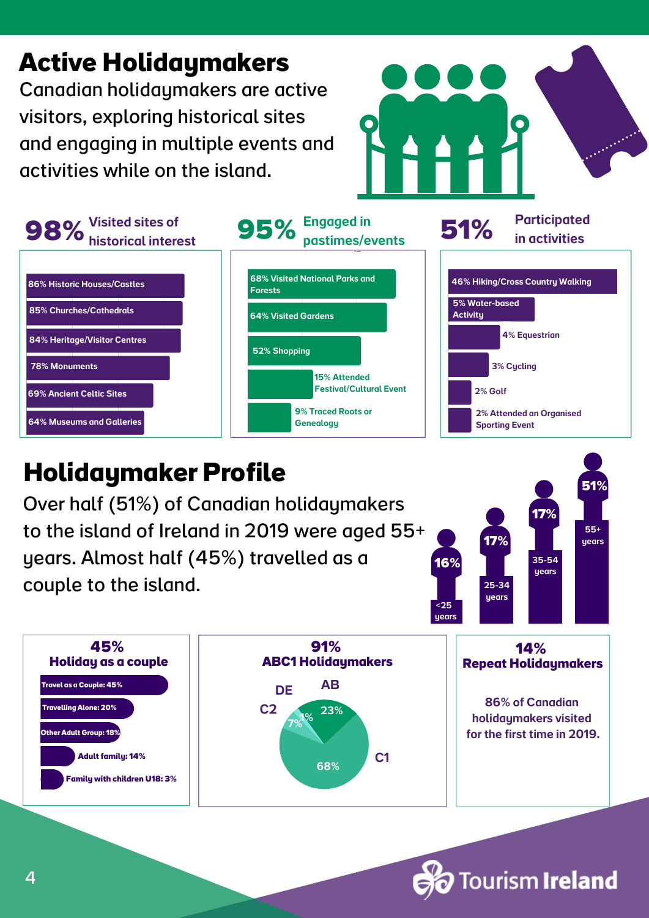# Active Holidaymakers

Canadian holidaymakers are active visitors, exploring historical sites and engaging in multiple events and activities while on the island.

### 98% Visited sites of historical interest

- 86% Historic Houses/Castles
- 85% Churches/Cathedrals
- 84% Heritage/Visitor Centres
- 78% Monuments
- 69% Ancient Celtic Sites
- 64% Museums and Galleries

### 95% Engaged in pastimes/events

- 68% Visited National Parks and Forests
- 64% Visited Gardens
- 52% Shopping
- 15% Attended Festival/Cultural Event
- 9% Traced Roots or Genealogy

### 51% Participated in activities

- 46% Hiking/Cross Country Walking
- 5% Water-based Activity
- 4% Equestrian
- 3% Cycling
- 2% Golf
- 2% Attended an Organised Sporting Event

# Holidaymaker Profile

Over half (51%) of Canadian holidaymakers to the island of Ireland in 2019 were aged 55+ years. Almost half (45%) travelled as a couple to the island.

| Age | Share |
| --- | --- |
| <25 years | 16% |
| 25-34 years | 17% |
| 35-54 years | 17% |
| 55+ years | 51% |

### 45% Holiday as a couple

- Travel as a Couple: 45%
- Travelling Alone: 20%
- Other Adult Group: 18%
- Adult family: 14%
- Family with children U18: 3%

### 91% ABC1 Holidaymakers

| Social grade | Share |
| --- | --- |
| AB | 23% |
| C1 | 68% |
| C2 | 7% |
| DE | 1% |

### 14% Repeat Holidaymakers

86% of Canadian holidaymakers visited for the first time in 2019.

Tourism Ireland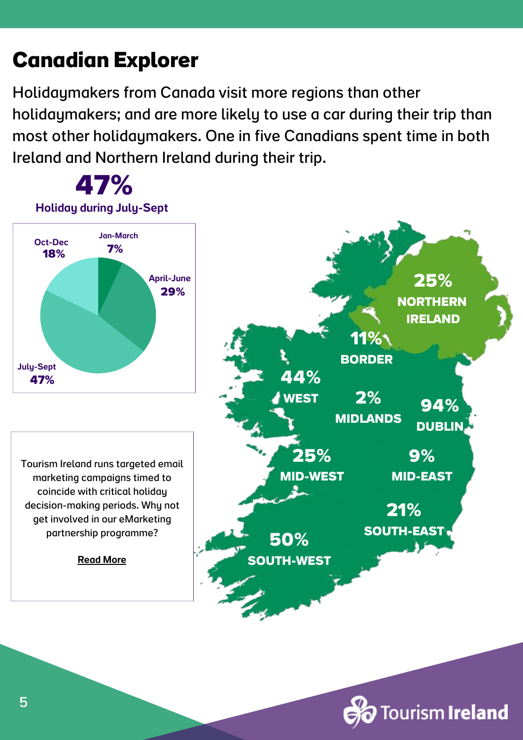# Canadian Explorer

Holidaymakers from Canada visit more regions than other holidaymakers; and are more likely to use a car during their trip than most other holidaymakers. One in five Canadians spent time in both Ireland and Northern Ireland during their trip.

**47%**

**Holiday during July-Sept**

| Period | Share |
|---|---|
| Jan-March | 7% |
| April-June | 29% |
| July-Sept | 47% |
| Oct-Dec | 18% |

| Region | Share |
|---|---|
| Northern Ireland | 25% |
| Border | 11% |
| West | 44% |
| Midlands | 2% |
| Dublin | 94% |
| Mid-West | 25% |
| Mid-East | 9% |
| South-East | 21% |
| South-West | 50% |

Tourism Ireland runs targeted email marketing campaigns timed to coincide with critical holiday decision-making periods. Why not get involved in our eMarketing partnership programme?

Read More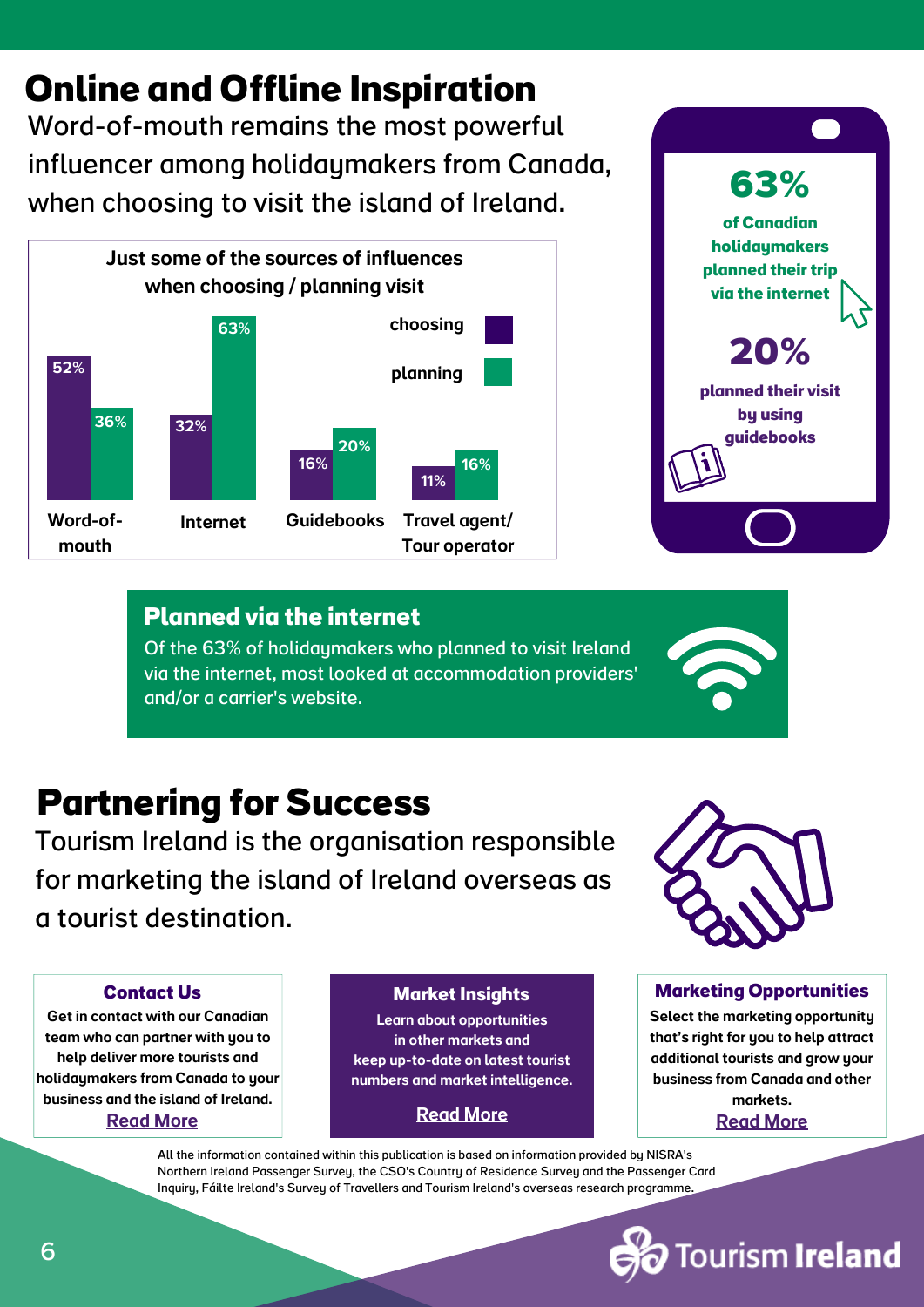# Online and Offline Inspiration

Word-of-mouth remains the most powerful influencer among holidaymakers from Canada, when choosing to visit the island of Ireland.

Just some of the sources of influences when choosing / planning visit

choosing
planning

52%
36%
Word-of-mouth

32%
63%
Internet

16%
20%
Guidebooks

11%
16%
Travel agent/ Tour operator

**63%**
of Canadian holidaymakers planned their trip via the internet

**20%**
planned their visit by using guidebooks

## Planned via the internet

Of the 63% of holidaymakers who planned to visit Ireland via the internet, most looked at accommodation providers' and/or a carrier's website.

# Partnering for Success

Tourism Ireland is the organisation responsible for marketing the island of Ireland overseas as a tourist destination.

### Contact Us

Get in contact with our Canadian team who can partner with you to help deliver more tourists and holidaymakers from Canada to your business and the island of Ireland.

Read More

### Market Insights

Learn about opportunities in other markets and keep up-to-date on latest tourist numbers and market intelligence.

Read More

### Marketing Opportunities

Select the marketing opportunity that's right for you to help attract additional tourists and grow your business from Canada and other markets.

Read More

All the information contained within this publication is based on information provided by NISRA's Northern Ireland Passenger Survey, the CSO's Country of Residence Survey and the Passenger Card Inquiry, Fáilte Ireland's Survey of Travellers and Tourism Ireland's overseas research programme.

Tourism Ireland